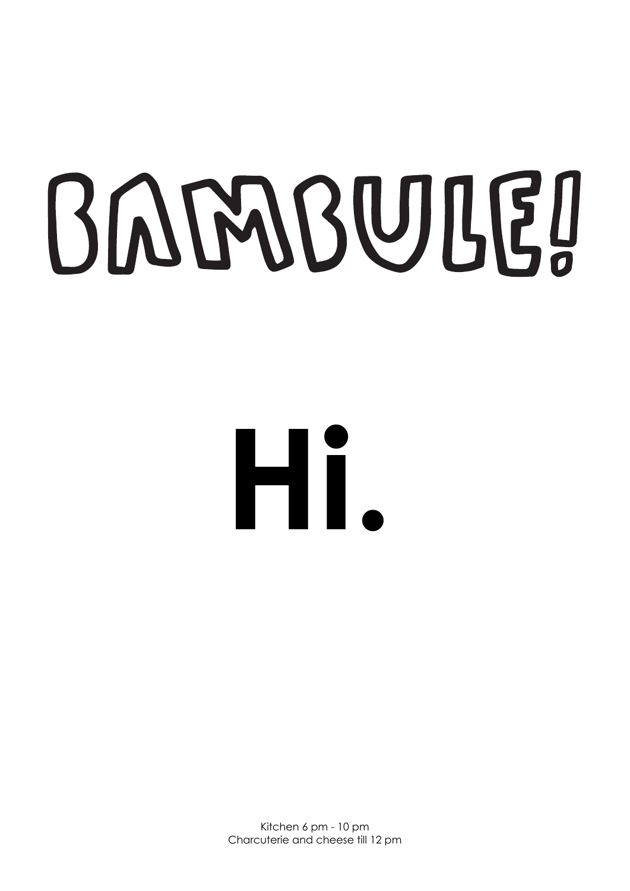# BAMBULE!

# Hi.

Kitchen 6 pm - 10 pm
Charcuterie and cheese till 12 pm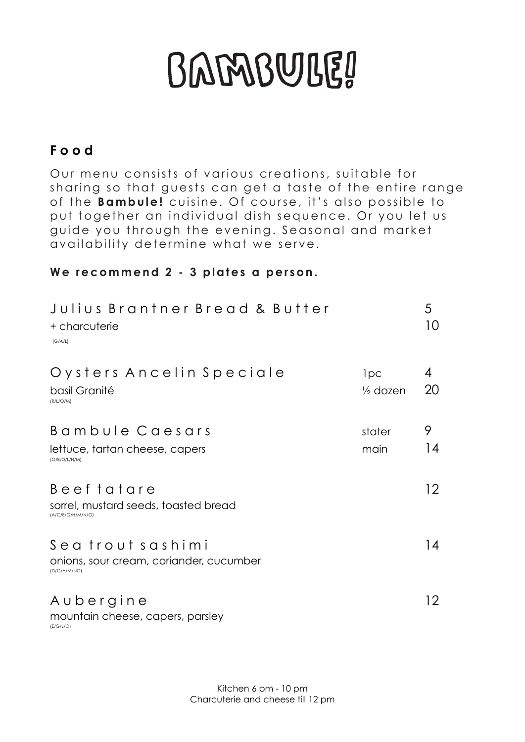# BAMBULE!

## Food

Our menu consists of various creations, suitable for sharing so that guests can get a taste of the entire range of the **Bambule!** cuisine. Of course, it's also possible to put together an individual dish sequence. Or you let us guide you through the evening. Seasonal and market availability determine what we serve.

**We recommend 2 - 3 plates a person.**

| Dish | | Price |
|---|---|---|
| Julius Brantner Bread & Butter | | 5 |
| + charcuterie | | 10 |
| (G/A/L) | | |
| Oysters Ancelin Speciale | 1pc | 4 |
| basil Granité | ½ dozen | 20 |
| (R/L/O/M) | | |
| Bambule Caesars | stater | 9 |
| lettuce, tartan cheese, capers | main | 14 |
| (G/B/D/L/H/M) | | |
| Beef tatare | | 12 |
| sorrel, mustard seeds, toasted bread | | |
| (A/C/E/G/H/M/N/O) | | |
| Sea trout sashimi | | 14 |
| onions, sour cream, coriander, cucumber | | |
| (D/G/H/M/NO) | | |
| Aubergine | | 12 |
| mountain cheese, capers, parsley | | |
| (E/G/L/O) | | |

Kitchen 6 pm - 10 pm
Charcuterie and cheese till 12 pm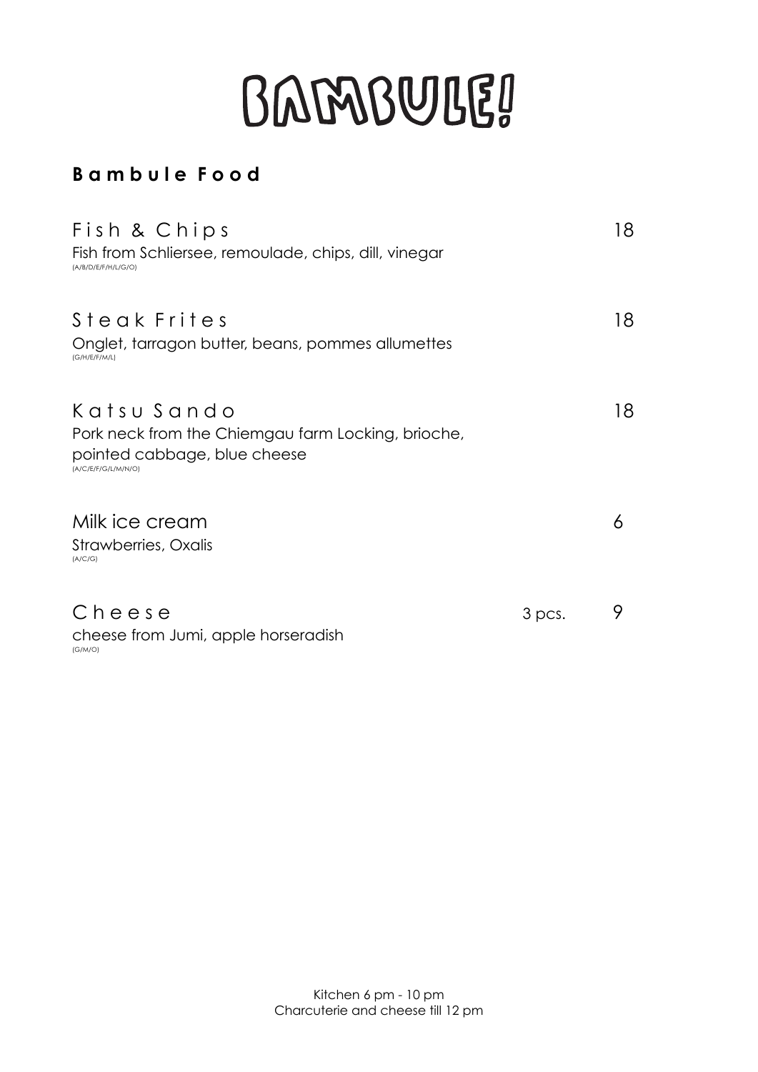# BAMBULE!

## Bambule Food

**Fish & Chips** — 18
Fish from Schliersee, remoulade, chips, dill, vinegar
(A/B/D/E/F/H/L/G/O)

**Steak Frites** — 18
Onglet, tarragon butter, beans, pommes allumettes
(G/H/E/F/M/L)

**Katsu Sando** — 18
Pork neck from the Chiemgau farm Locking, brioche, pointed cabbage, blue cheese
(A/C/E/F/G/L/M/N/O)

**Milk ice cream** — 6
Strawberries, Oxalis
(A/C/G)

**Cheese** — 3 pcs. — 9
cheese from Jumi, apple horseradish
(G/M/O)

Kitchen 6 pm - 10 pm
Charcuterie and cheese till 12 pm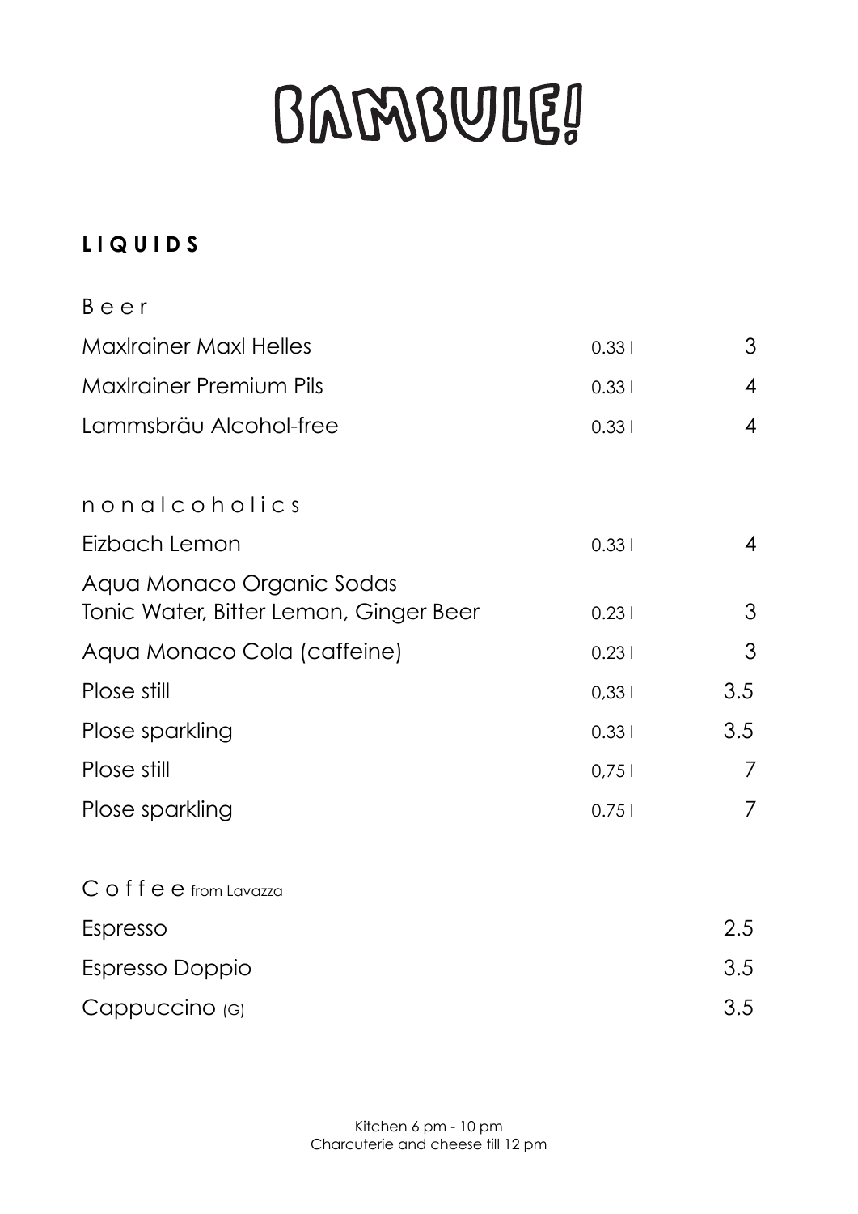# BAMBULE!

## LIQUIDS

### Beer

| | | |
|---|---|---|
| Maxlrainer Maxl Helles | 0.33 l | 3 |
| Maxlrainer Premium Pils | 0.33 l | 4 |
| Lammsbräu Alcohol-free | 0.33 l | 4 |

### nonalcoholics

| | | |
|---|---|---|
| Eizbach Lemon | 0.33 l | 4 |
| Aqua Monaco Organic Sodas<br>Tonic Water, Bitter Lemon, Ginger Beer | 0.23 l | 3 |
| Aqua Monaco Cola (caffeine) | 0.23 l | 3 |
| Plose still | 0,33 l | 3.5 |
| Plose sparkling | 0.33 l | 3.5 |
| Plose still | 0,75 l | 7 |
| Plose sparkling | 0.75 l | 7 |

### Coffee from Lavazza

| | |
|---|---|
| Espresso | 2.5 |
| Espresso Doppio | 3.5 |
| Cappuccino (G) | 3.5 |

Kitchen 6 pm - 10 pm
Charcuterie and cheese till 12 pm